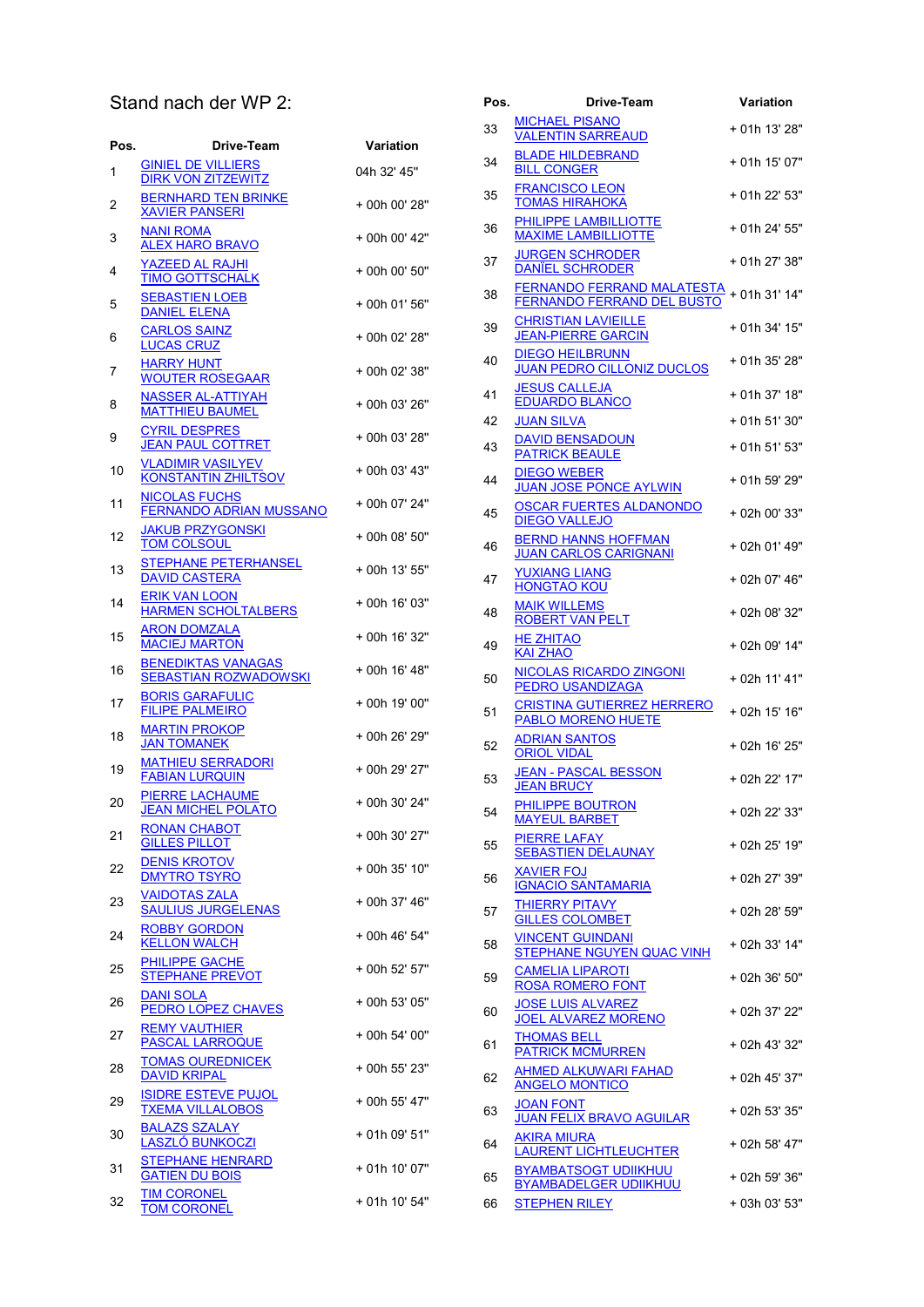## Stand nach der WP 2:

| Pos. | Drive-Team | Variation |
|---|---|---|
| 1 | GINIEL DE VILLIERS<br>DIRK VON ZITZEWITZ | 04h 32' 45'' |
| 2 | BERNHARD TEN BRINKE<br>XAVIER PANSERI | + 00h 00' 28'' |
| 3 | NANI ROMA<br>ALEX HARO BRAVO | + 00h 00' 42'' |
| 4 | YAZEED AL RAJHI<br>TIMO GOTTSCHALK | + 00h 00' 50'' |
| 5 | SEBASTIEN LOEB<br>DANIEL ELENA | + 00h 01' 56'' |
| 6 | CARLOS SAINZ<br>LUCAS CRUZ | + 00h 02' 28'' |
| 7 | HARRY HUNT<br>WOUTER ROSEGAAR | + 00h 02' 38'' |
| 8 | NASSER AL-ATTIYAH<br>MATTHIEU BAUMEL | + 00h 03' 26'' |
| 9 | CYRIL DESPRES<br>JEAN PAUL COTTRET | + 00h 03' 28'' |
| 10 | VLADIMIR VASILYEV<br>KONSTANTIN ZHILTSOV | + 00h 03' 43'' |
| 11 | NICOLAS FUCHS<br>FERNANDO ADRIAN MUSSANO | + 00h 07' 24'' |
| 12 | JAKUB PRZYGONSKI<br>TOM COLSOUL | + 00h 08' 50'' |
| 13 | STEPHANE PETERHANSEL<br>DAVID CASTERA | + 00h 13' 55'' |
| 14 | ERIK VAN LOON<br>HARMEN SCHOLTALBERS | + 00h 16' 03'' |
| 15 | ARON DOMZALA<br>MACIEJ MARTON | + 00h 16' 32'' |
| 16 | BENEDIKTAS VANAGAS<br>SEBASTIAN ROZWADOWSKI | + 00h 16' 48'' |
| 17 | BORIS GARAFULIC<br>FILIPE PALMEIRO | + 00h 19' 00'' |
| 18 | MARTIN PROKOP<br>JAN TOMANEK | + 00h 26' 29'' |
| 19 | MATHIEU SERRADORI<br>FABIAN LURQUIN | + 00h 29' 27'' |
| 20 | PIERRE LACHAUME<br>JEAN MICHEL POLATO | + 00h 30' 24'' |
| 21 | RONAN CHABOT<br>GILLES PILLOT | + 00h 30' 27'' |
| 22 | DENIS KROTOV<br>DMYTRO TSYRO | + 00h 35' 10'' |
| 23 | VAIDOTAS ZALA<br>SAULIUS JURGELENAS | + 00h 37' 46'' |
| 24 | ROBBY GORDON<br>KELLON WALCH | + 00h 46' 54'' |
| 25 | PHILIPPE GACHE<br>STEPHANE PREVOT | + 00h 52' 57'' |
| 26 | DANI SOLA<br>PEDRO LOPEZ CHAVES | + 00h 53' 05'' |
| 27 | REMY VAUTHIER<br>PASCAL LARROQUE | + 00h 54' 00'' |
| 28 | TOMAS OUREDNICEK<br>DAVID KRIPAL | + 00h 55' 23'' |
| 29 | ISIDRE ESTEVE PUJOL<br>TXEMA VILLALOBOS | + 00h 55' 47'' |
| 30 | BALAZS SZALAY<br>LASZLÓ BUNKOCZI | + 01h 09' 51'' |
| 31 | STEPHANE HENRARD<br>GATIEN DU BOIS | + 01h 10' 07'' |
| 32 | TIM CORONEL<br>TOM CORONEL | + 01h 10' 54'' |
| 33 | MICHAEL PISANO<br>VALENTIN SARREAUD | + 01h 13' 28'' |
| 34 | BLADE HILDEBRAND<br>BILL CONGER | + 01h 15' 07'' |
| 35 | FRANCISCO LEON<br>TOMAS HIRAHOKA | + 01h 22' 53'' |
| 36 | PHILIPPE LAMBILLIOTTE<br>MAXIME LAMBILLIOTTE | + 01h 24' 55'' |
| 37 | JURGEN SCHRODER<br>DANÏEL SCHRODER | + 01h 27' 38'' |
| 38 | FERNANDO FERRAND MALATESTA<br>FERNANDO FERRAND DEL BUSTO | + 01h 31' 14'' |
| 39 | CHRISTIAN LAVIEILLE<br>JEAN-PIERRE GARCIN | + 01h 34' 15'' |
| 40 | DIEGO HEILBRUNN<br>JUAN PEDRO CILLONIZ DUCLOS | + 01h 35' 28'' |
| 41 | JESUS CALLEJA<br>EDUARDO BLANCO | + 01h 37' 18'' |
| 42 | JUAN SILVA | + 01h 51' 30'' |
| 43 | DAVID BENSADOUN<br>PATRICK BEAULE | + 01h 51' 53'' |
| 44 | DIEGO WEBER<br>JUAN JOSE PONCE AYLWIN | + 01h 59' 29'' |
| 45 | OSCAR FUERTES ALDANONDO<br>DIEGO VALLEJO | + 02h 00' 33'' |
| 46 | BERND HANNS HOFFMAN<br>JUAN CARLOS CARIGNANI | + 02h 01' 49'' |
| 47 | YUXIANG LIANG<br>HONGTAO KOU | + 02h 07' 46'' |
| 48 | MAIK WILLEMS<br>ROBERT VAN PELT | + 02h 08' 32'' |
| 49 | HE ZHITAO<br>KAI ZHAO | + 02h 09' 14'' |
| 50 | NICOLAS RICARDO ZINGONI<br>PEDRO USANDIZAGA | + 02h 11' 41'' |
| 51 | CRISTINA GUTIERREZ HERRERO<br>PABLO MORENO HUETE | + 02h 15' 16'' |
| 52 | ADRIAN SANTOS<br>ORIOL VIDAL | + 02h 16' 25'' |
| 53 | JEAN - PASCAL BESSON<br>JEAN BRUCY | + 02h 22' 17'' |
| 54 | PHILIPPE BOUTRON<br>MAYEUL BARBET | + 02h 22' 33'' |
| 55 | PIERRE LAFAY<br>SEBASTIEN DELAUNAY | + 02h 25' 19'' |
| 56 | XAVIER FOJ<br>IGNACIO SANTAMARIA | + 02h 27' 39'' |
| 57 | THIERRY PITAVY<br>GILLES COLOMBET | + 02h 28' 59'' |
| 58 | VINCENT GUINDANI<br>STEPHANE NGUYEN QUAC VINH | + 02h 33' 14'' |
| 59 | CAMELIA LIPAROTI<br>ROSA ROMERO FONT | + 02h 36' 50'' |
| 60 | JOSE LUIS ALVAREZ<br>JOEL ALVAREZ MORENO | + 02h 37' 22'' |
| 61 | THOMAS BELL<br>PATRICK MCMURREN | + 02h 43' 32'' |
| 62 | AHMED ALKUWARI FAHAD<br>ANGELO MONTICO | + 02h 45' 37'' |
| 63 | JOAN FONT<br>JUAN FELIX BRAVO AGUILAR | + 02h 53' 35'' |
| 64 | AKIRA MIURA<br>LAURENT LICHTLEUCHTER | + 02h 58' 47'' |
| 65 | BYAMBATSOGT UDIIKHUU<br>BYAMBADELGER UDIIKHUU | + 02h 59' 36'' |
| 66 | STEPHEN RILEY | + 03h 03' 53'' |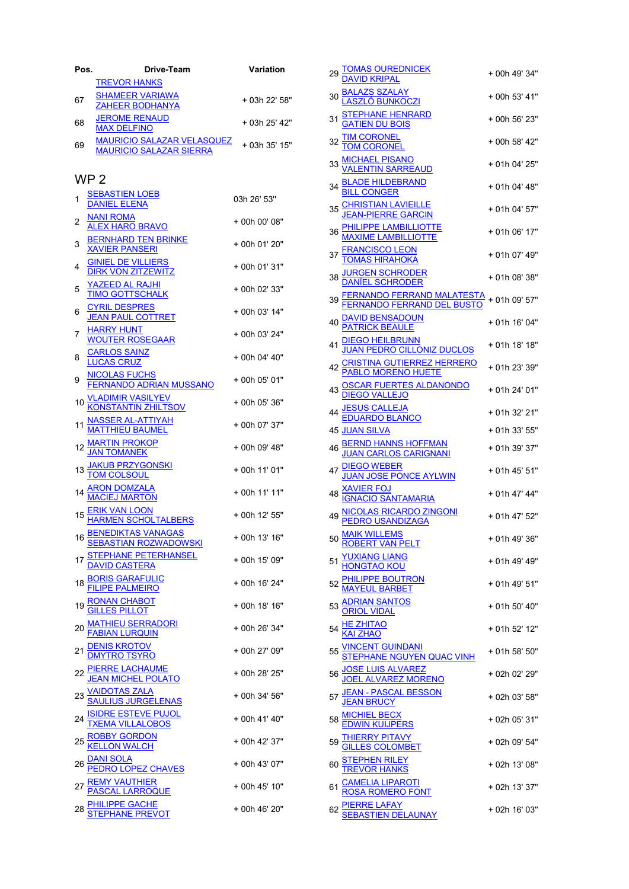| Pos. | Drive-Team | Variation |
|---|---|---|
| | TREVOR HANKS | |
| 67 | SHAMEER VARIAWA<br>ZAHEER BODHANYA | + 03h 22' 58" |
| 68 | JEROME RENAUD<br>MAX DELFINO | + 03h 25' 42" |
| 69 | MAURICIO SALAZAR VELASQUEZ<br>MAURICIO SALAZAR SIERRA | + 03h 35' 15" |

## WP 2

| Pos. | Drive-Team | Variation |
|---|---|---|
| 1 | SEBASTIEN LOEB<br>DANIEL ELENA | 03h 26' 53" |
| 2 | NANI ROMA<br>ALEX HARO BRAVO | + 00h 00' 08" |
| 3 | BERNHARD TEN BRINKE<br>XAVIER PANSERI | + 00h 01' 20" |
| 4 | GINIEL DE VILLIERS<br>DIRK VON ZITZEWITZ | + 00h 01' 31" |
| 5 | YAZEED AL RAJHI<br>TIMO GOTTSCHALK | + 00h 02' 33" |
| 6 | CYRIL DESPRES<br>JEAN PAUL COTTRET | + 00h 03' 14" |
| 7 | HARRY HUNT<br>WOUTER ROSEGAAR | + 00h 03' 24" |
| 8 | CARLOS SAINZ<br>LUCAS CRUZ | + 00h 04' 40" |
| 9 | NICOLAS FUCHS<br>FERNANDO ADRIAN MUSSANO | + 00h 05' 01" |
| 10 | VLADIMIR VASILYEV<br>KONSTANTIN ZHILTSOV | + 00h 05' 36" |
| 11 | NASSER AL-ATTIYAH<br>MATTHIEU BAUMEL | + 00h 07' 37" |
| 12 | MARTIN PROKOP<br>JAN TOMANEK | + 00h 09' 48" |
| 13 | JAKUB PRZYGONSKI<br>TOM COLSOUL | + 00h 11' 01" |
| 14 | ARON DOMZALA<br>MACIEJ MARTON | + 00h 11' 11" |
| 15 | ERIK VAN LOON<br>HARMEN SCHOLTALBERS | + 00h 12' 55" |
| 16 | BENEDIKTAS VANAGAS<br>SEBASTIAN ROZWADOWSKI | + 00h 13' 16" |
| 17 | STEPHANE PETERHANSEL<br>DAVID CASTERA | + 00h 15' 09" |
| 18 | BORIS GARAFULIC<br>FILIPE PALMEIRO | + 00h 16' 24" |
| 19 | RONAN CHABOT<br>GILLES PILLOT | + 00h 18' 16" |
| 20 | MATHIEU SERRADORI<br>FABIAN LURQUIN | + 00h 26' 34" |
| 21 | DENIS KROTOV<br>DMYTRO TSYRO | + 00h 27' 09" |
| 22 | PIERRE LACHAUME<br>JEAN MICHEL POLATO | + 00h 28' 25" |
| 23 | VAIDOTAS ZALA<br>SAULIUS JURGELENAS | + 00h 34' 56" |
| 24 | ISIDRE ESTEVE PUJOL<br>TXEMA VILLALOBOS | + 00h 41' 40" |
| 25 | ROBBY GORDON<br>KELLON WALCH | + 00h 42' 37" |
| 26 | DANI SOLA<br>PEDRO LOPEZ CHAVES | + 00h 43' 07" |
| 27 | REMY VAUTHIER<br>PASCAL LARROQUE | + 00h 45' 10" |
| 28 | PHILIPPE GACHE<br>STEPHANE PREVOT | + 00h 46' 20" |
| 29 | TOMAS OUREDNICEK<br>DAVID KRIPAL | + 00h 49' 34" |
| 30 | BALAZS SZALAY<br>LASZLÓ BUNKOCZI | + 00h 53' 41" |
| 31 | STEPHANE HENRARD<br>GATIEN DU BOIS | + 00h 56' 23" |
| 32 | TIM CORONEL<br>TOM CORONEL | + 00h 58' 42" |
| 33 | MICHAEL PISANO<br>VALENTIN SARREAUD | + 01h 04' 25" |
| 34 | BLADE HILDEBRAND<br>BILL CONGER | + 01h 04' 48" |
| 35 | CHRISTIAN LAVIEILLE<br>JEAN-PIERRE GARCIN | + 01h 04' 57" |
| 36 | PHILIPPE LAMBILLIOTTE<br>MAXIME LAMBILLIOTTE | + 01h 06' 17" |
| 37 | FRANCISCO LEON<br>TOMAS HIRAHOKA | + 01h 07' 49" |
| 38 | JURGEN SCHRODER<br>DANÏEL SCHRODER | + 01h 08' 38" |
| 39 | FERNANDO FERRAND MALATESTA<br>FERNANDO FERRAND DEL BUSTO | + 01h 09' 57" |
| 40 | DAVID BENSADOUN<br>PATRICK BEAULE | + 01h 16' 04" |
| 41 | DIEGO HEILBRUNN<br>JUAN PEDRO CILLONIZ DUCLOS | + 01h 18' 18" |
| 42 | CRISTINA GUTIERREZ HERRERO<br>PABLO MORENO HUETE | + 01h 23' 39" |
| 43 | OSCAR FUERTES ALDANONDO<br>DIEGO VALLEJO | + 01h 24' 01" |
| 44 | JESUS CALLEJA<br>EDUARDO BLANCO | + 01h 32' 21" |
| 45 | JUAN SILVA | + 01h 33' 55" |
| 46 | BERND HANNS HOFFMAN<br>JUAN CARLOS CARIGNANI | + 01h 39' 37" |
| 47 | DIEGO WEBER<br>JUAN JOSE PONCE AYLWIN | + 01h 45' 51" |
| 48 | XAVIER FOJ<br>IGNACIO SANTAMARIA | + 01h 47' 44" |
| 49 | NICOLAS RICARDO ZINGONI<br>PEDRO USANDIZAGA | + 01h 47' 52" |
| 50 | MAIK WILLEMS<br>ROBERT VAN PELT | + 01h 49' 36" |
| 51 | YUXIANG LIANG<br>HONGTAO KOU | + 01h 49' 49" |
| 52 | PHILIPPE BOUTRON<br>MAYEUL BARBET | + 01h 49' 51" |
| 53 | ADRIAN SANTOS<br>ORIOL VIDAL | + 01h 50' 40" |
| 54 | HE ZHITAO<br>KAI ZHAO | + 01h 52' 12" |
| 55 | VINCENT GUINDANI<br>STEPHANE NGUYEN QUAC VINH | + 01h 58' 50" |
| 56 | JOSE LUIS ALVAREZ<br>JOEL ALVAREZ MORENO | + 02h 02' 29" |
| 57 | JEAN - PASCAL BESSON<br>JEAN BRUCY | + 02h 03' 58" |
| 58 | MICHIEL BECX<br>EDWIN KUIJPERS | + 02h 05' 31" |
| 59 | THIERRY PITAVY<br>GILLES COLOMBET | + 02h 09' 54" |
| 60 | STEPHEN RILEY<br>TREVOR HANKS | + 02h 13' 08" |
| 61 | CAMELIA LIPAROTI<br>ROSA ROMERO FONT | + 02h 13' 37" |
| 62 | PIERRE LAFAY<br>SEBASTIEN DELAUNAY | + 02h 16' 03" |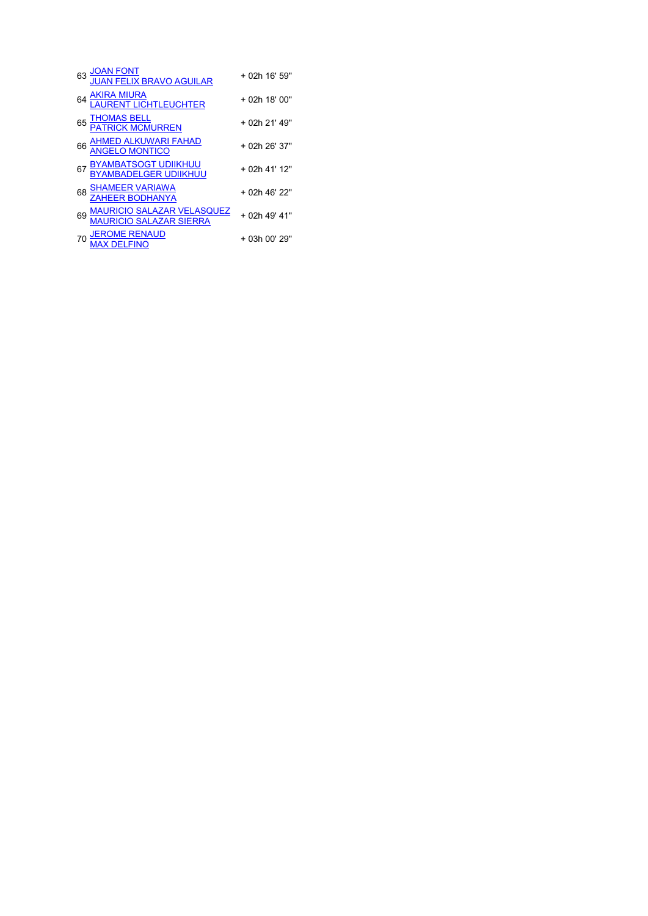| | | |
|---|---|---|
| 63 | JOAN FONT<br>JUAN FELIX BRAVO AGUILAR | + 02h 16' 59'' |
| 64 | AKIRA MIURA<br>LAURENT LICHTLEUCHTER | + 02h 18' 00'' |
| 65 | THOMAS BELL<br>PATRICK MCMURREN | + 02h 21' 49'' |
| 66 | AHMED ALKUWARI FAHAD<br>ANGELO MONTICO | + 02h 26' 37'' |
| 67 | BYAMBATSOGT UDIIKHUU<br>BYAMBADELGER UDIIKHUU | + 02h 41' 12'' |
| 68 | SHAMEER VARIAWA<br>ZAHEER BODHANYA | + 02h 46' 22'' |
| 69 | MAURICIO SALAZAR VELASQUEZ<br>MAURICIO SALAZAR SIERRA | + 02h 49' 41'' |
| 70 | JEROME RENAUD<br>MAX DELFINO | + 03h 00' 29'' |